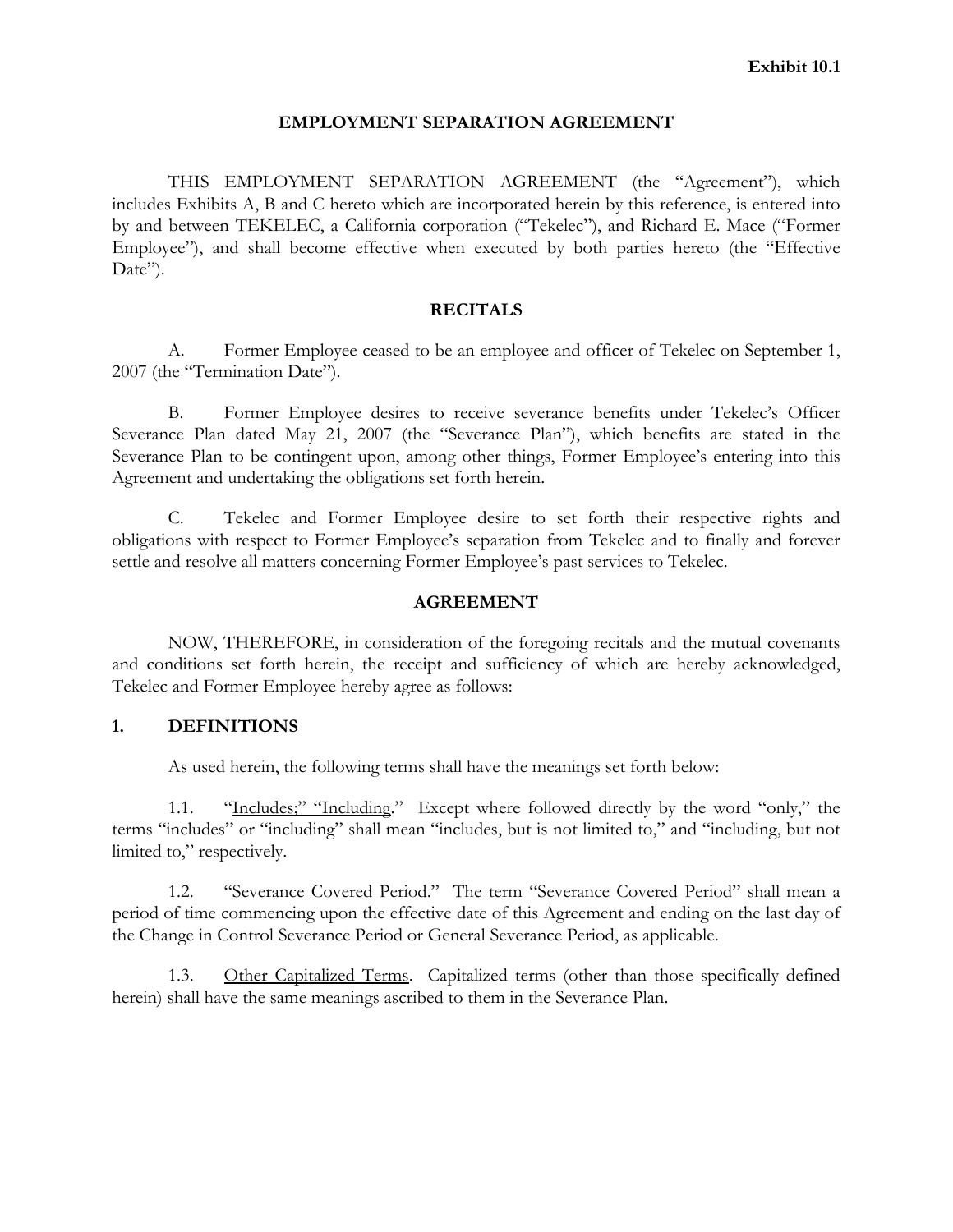**Exhibit 10.1**

# EMPLOYMENT SEPARATION AGREEMENT

THIS EMPLOYMENT SEPARATION AGREEMENT (the "Agreement"), which includes Exhibits A, B and C hereto which are incorporated herein by this reference, is entered into by and between TEKELEC, a California corporation ("Tekelec"), and Richard E. Mace ("Former Employee"), and shall become effective when executed by both parties hereto (the "Effective Date").

## RECITALS

A. Former Employee ceased to be an employee and officer of Tekelec on September 1, 2007 (the "Termination Date").

B. Former Employee desires to receive severance benefits under Tekelec's Officer Severance Plan dated May 21, 2007 (the "Severance Plan"), which benefits are stated in the Severance Plan to be contingent upon, among other things, Former Employee's entering into this Agreement and undertaking the obligations set forth herein.

C. Tekelec and Former Employee desire to set forth their respective rights and obligations with respect to Former Employee's separation from Tekelec and to finally and forever settle and resolve all matters concerning Former Employee's past services to Tekelec.

## AGREEMENT

NOW, THEREFORE, in consideration of the foregoing recitals and the mutual covenants and conditions set forth herein, the receipt and sufficiency of which are hereby acknowledged, Tekelec and Former Employee hereby agree as follows:

### 1. DEFINITIONS

As used herein, the following terms shall have the meanings set forth below:

1.1. "Includes;" "Including." Except where followed directly by the word "only," the terms "includes" or "including" shall mean "includes, but is not limited to," and "including, but not limited to," respectively.

1.2. "Severance Covered Period." The term "Severance Covered Period" shall mean a period of time commencing upon the effective date of this Agreement and ending on the last day of the Change in Control Severance Period or General Severance Period, as applicable.

1.3. Other Capitalized Terms. Capitalized terms (other than those specifically defined herein) shall have the same meanings ascribed to them in the Severance Plan.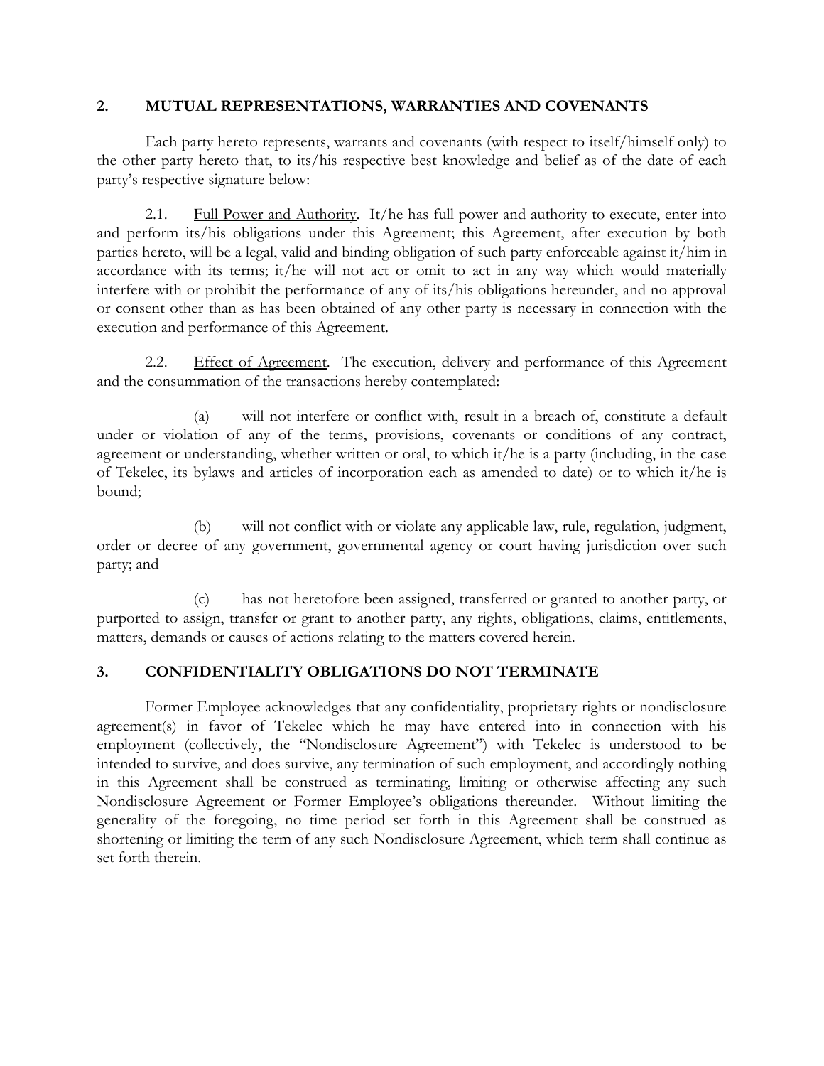## 2. MUTUAL REPRESENTATIONS, WARRANTIES AND COVENANTS

Each party hereto represents, warrants and covenants (with respect to itself/himself only) to the other party hereto that, to its/his respective best knowledge and belief as of the date of each party's respective signature below:

2.1. Full Power and Authority. It/he has full power and authority to execute, enter into and perform its/his obligations under this Agreement; this Agreement, after execution by both parties hereto, will be a legal, valid and binding obligation of such party enforceable against it/him in accordance with its terms; it/he will not act or omit to act in any way which would materially interfere with or prohibit the performance of any of its/his obligations hereunder, and no approval or consent other than as has been obtained of any other party is necessary in connection with the execution and performance of this Agreement.

2.2. Effect of Agreement. The execution, delivery and performance of this Agreement and the consummation of the transactions hereby contemplated:

(a) will not interfere or conflict with, result in a breach of, constitute a default under or violation of any of the terms, provisions, covenants or conditions of any contract, agreement or understanding, whether written or oral, to which it/he is a party (including, in the case of Tekelec, its bylaws and articles of incorporation each as amended to date) or to which it/he is bound;

(b) will not conflict with or violate any applicable law, rule, regulation, judgment, order or decree of any government, governmental agency or court having jurisdiction over such party; and

(c) has not heretofore been assigned, transferred or granted to another party, or purported to assign, transfer or grant to another party, any rights, obligations, claims, entitlements, matters, demands or causes of actions relating to the matters covered herein.

## 3. CONFIDENTIALITY OBLIGATIONS DO NOT TERMINATE

Former Employee acknowledges that any confidentiality, proprietary rights or nondisclosure agreement(s) in favor of Tekelec which he may have entered into in connection with his employment (collectively, the "Nondisclosure Agreement") with Tekelec is understood to be intended to survive, and does survive, any termination of such employment, and accordingly nothing in this Agreement shall be construed as terminating, limiting or otherwise affecting any such Nondisclosure Agreement or Former Employee's obligations thereunder. Without limiting the generality of the foregoing, no time period set forth in this Agreement shall be construed as shortening or limiting the term of any such Nondisclosure Agreement, which term shall continue as set forth therein.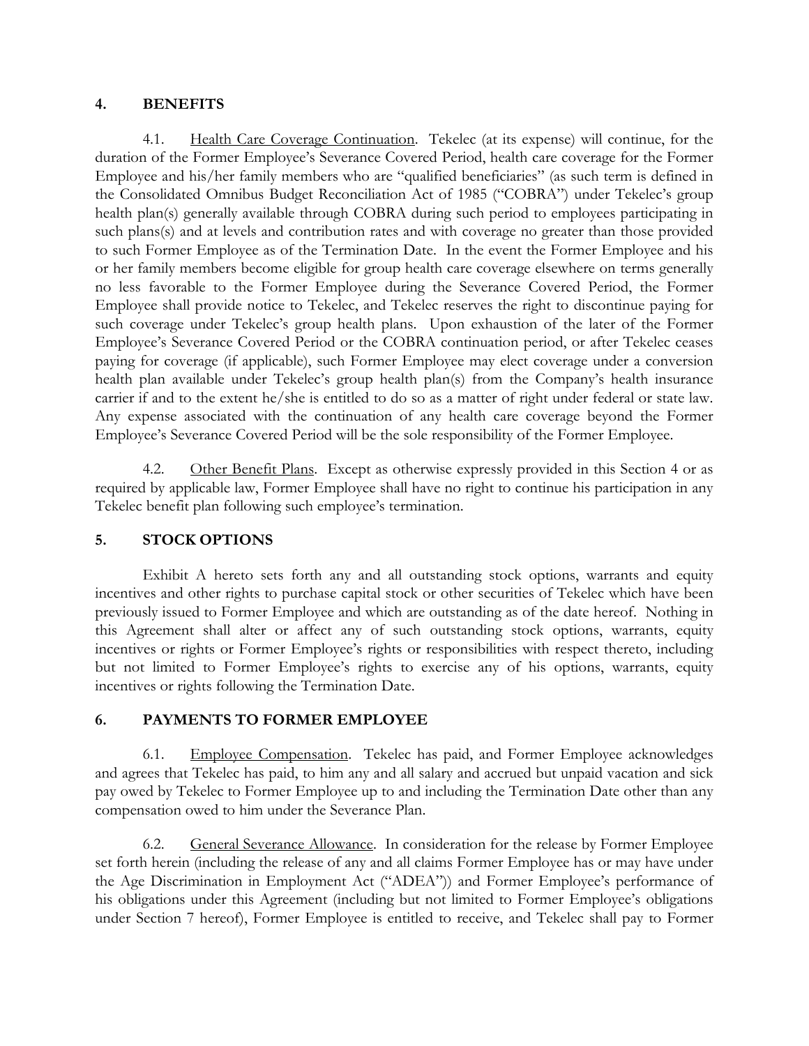## 4. BENEFITS

4.1. Health Care Coverage Continuation. Tekelec (at its expense) will continue, for the duration of the Former Employee's Severance Covered Period, health care coverage for the Former Employee and his/her family members who are "qualified beneficiaries" (as such term is defined in the Consolidated Omnibus Budget Reconciliation Act of 1985 ("COBRA") under Tekelec's group health plan(s) generally available through COBRA during such period to employees participating in such plans(s) and at levels and contribution rates and with coverage no greater than those provided to such Former Employee as of the Termination Date. In the event the Former Employee and his or her family members become eligible for group health care coverage elsewhere on terms generally no less favorable to the Former Employee during the Severance Covered Period, the Former Employee shall provide notice to Tekelec, and Tekelec reserves the right to discontinue paying for such coverage under Tekelec's group health plans. Upon exhaustion of the later of the Former Employee's Severance Covered Period or the COBRA continuation period, or after Tekelec ceases paying for coverage (if applicable), such Former Employee may elect coverage under a conversion health plan available under Tekelec's group health plan(s) from the Company's health insurance carrier if and to the extent he/she is entitled to do so as a matter of right under federal or state law. Any expense associated with the continuation of any health care coverage beyond the Former Employee's Severance Covered Period will be the sole responsibility of the Former Employee.

4.2. Other Benefit Plans. Except as otherwise expressly provided in this Section 4 or as required by applicable law, Former Employee shall have no right to continue his participation in any Tekelec benefit plan following such employee's termination.

## 5. STOCK OPTIONS

Exhibit A hereto sets forth any and all outstanding stock options, warrants and equity incentives and other rights to purchase capital stock or other securities of Tekelec which have been previously issued to Former Employee and which are outstanding as of the date hereof. Nothing in this Agreement shall alter or affect any of such outstanding stock options, warrants, equity incentives or rights or Former Employee's rights or responsibilities with respect thereto, including but not limited to Former Employee's rights to exercise any of his options, warrants, equity incentives or rights following the Termination Date.

## 6. PAYMENTS TO FORMER EMPLOYEE

6.1. Employee Compensation. Tekelec has paid, and Former Employee acknowledges and agrees that Tekelec has paid, to him any and all salary and accrued but unpaid vacation and sick pay owed by Tekelec to Former Employee up to and including the Termination Date other than any compensation owed to him under the Severance Plan.

6.2. General Severance Allowance. In consideration for the release by Former Employee set forth herein (including the release of any and all claims Former Employee has or may have under the Age Discrimination in Employment Act ("ADEA")) and Former Employee's performance of his obligations under this Agreement (including but not limited to Former Employee's obligations under Section 7 hereof), Former Employee is entitled to receive, and Tekelec shall pay to Former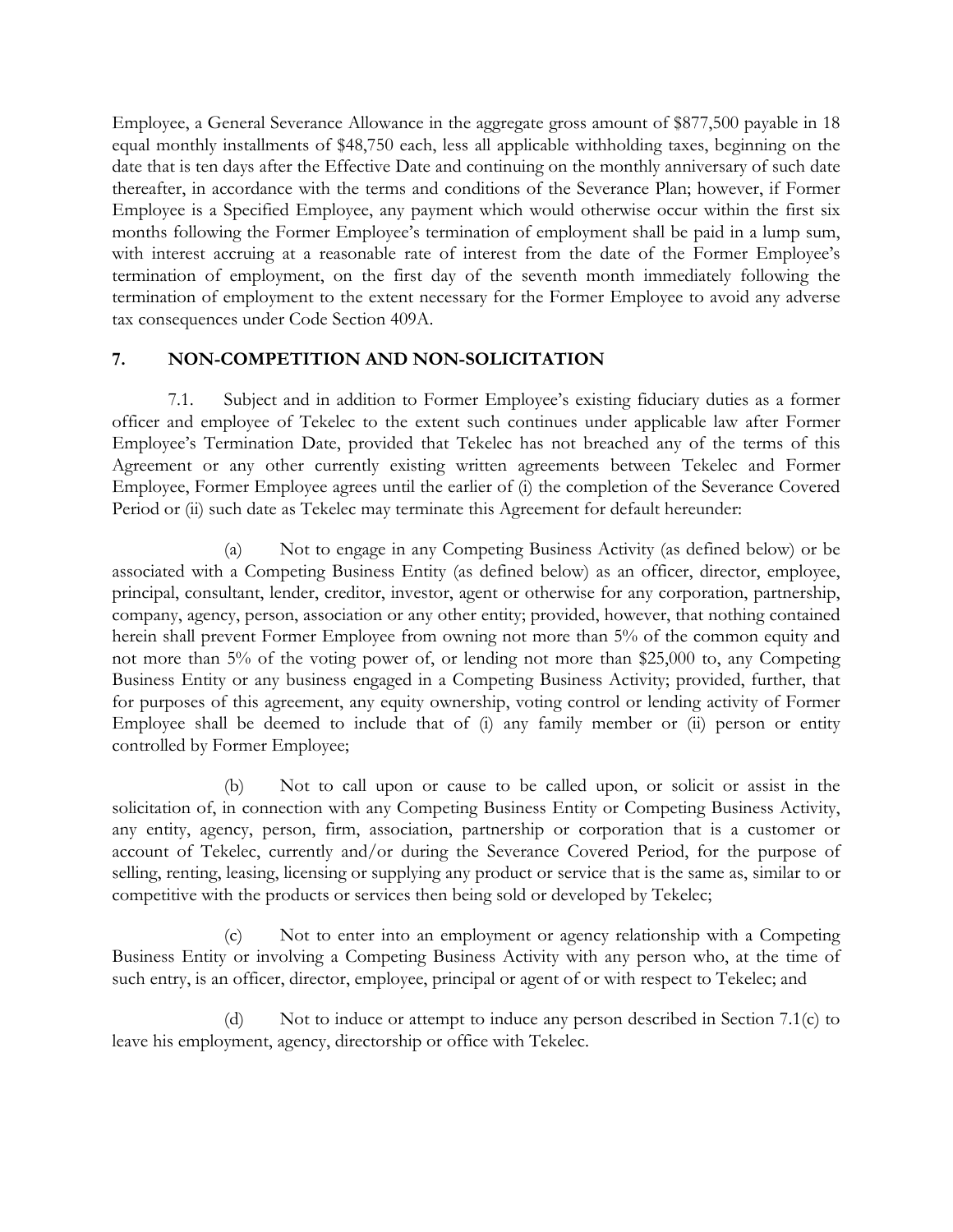Employee, a General Severance Allowance in the aggregate gross amount of $877,500 payable in 18 equal monthly installments of $48,750 each, less all applicable withholding taxes, beginning on the date that is ten days after the Effective Date and continuing on the monthly anniversary of such date thereafter, in accordance with the terms and conditions of the Severance Plan; however, if Former Employee is a Specified Employee, any payment which would otherwise occur within the first six months following the Former Employee's termination of employment shall be paid in a lump sum, with interest accruing at a reasonable rate of interest from the date of the Former Employee's termination of employment, on the first day of the seventh month immediately following the termination of employment to the extent necessary for the Former Employee to avoid any adverse tax consequences under Code Section 409A.

## 7. NON-COMPETITION AND NON-SOLICITATION

7.1. Subject and in addition to Former Employee's existing fiduciary duties as a former officer and employee of Tekelec to the extent such continues under applicable law after Former Employee's Termination Date, provided that Tekelec has not breached any of the terms of this Agreement or any other currently existing written agreements between Tekelec and Former Employee, Former Employee agrees until the earlier of (i) the completion of the Severance Covered Period or (ii) such date as Tekelec may terminate this Agreement for default hereunder:

(a) Not to engage in any Competing Business Activity (as defined below) or be associated with a Competing Business Entity (as defined below) as an officer, director, employee, principal, consultant, lender, creditor, investor, agent or otherwise for any corporation, partnership, company, agency, person, association or any other entity; provided, however, that nothing contained herein shall prevent Former Employee from owning not more than 5% of the common equity and not more than 5% of the voting power of, or lending not more than $25,000 to, any Competing Business Entity or any business engaged in a Competing Business Activity; provided, further, that for purposes of this agreement, any equity ownership, voting control or lending activity of Former Employee shall be deemed to include that of (i) any family member or (ii) person or entity controlled by Former Employee;

(b) Not to call upon or cause to be called upon, or solicit or assist in the solicitation of, in connection with any Competing Business Entity or Competing Business Activity, any entity, agency, person, firm, association, partnership or corporation that is a customer or account of Tekelec, currently and/or during the Severance Covered Period, for the purpose of selling, renting, leasing, licensing or supplying any product or service that is the same as, similar to or competitive with the products or services then being sold or developed by Tekelec;

(c) Not to enter into an employment or agency relationship with a Competing Business Entity or involving a Competing Business Activity with any person who, at the time of such entry, is an officer, director, employee, principal or agent of or with respect to Tekelec; and

(d) Not to induce or attempt to induce any person described in Section 7.1(c) to leave his employment, agency, directorship or office with Tekelec.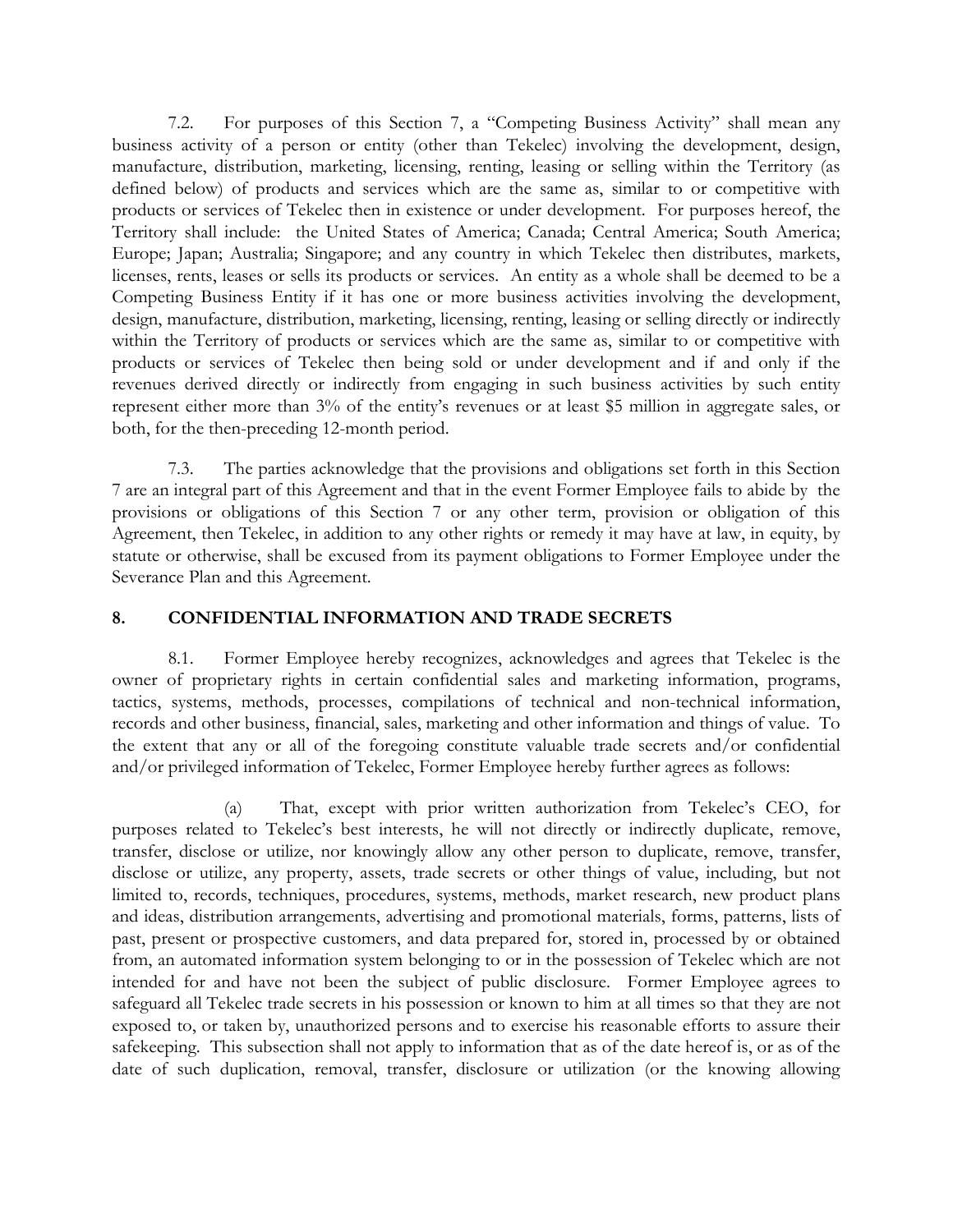7.2. For purposes of this Section 7, a "Competing Business Activity" shall mean any business activity of a person or entity (other than Tekelec) involving the development, design, manufacture, distribution, marketing, licensing, renting, leasing or selling within the Territory (as defined below) of products and services which are the same as, similar to or competitive with products or services of Tekelec then in existence or under development. For purposes hereof, the Territory shall include: the United States of America; Canada; Central America; South America; Europe; Japan; Australia; Singapore; and any country in which Tekelec then distributes, markets, licenses, rents, leases or sells its products or services. An entity as a whole shall be deemed to be a Competing Business Entity if it has one or more business activities involving the development, design, manufacture, distribution, marketing, licensing, renting, leasing or selling directly or indirectly within the Territory of products or services which are the same as, similar to or competitive with products or services of Tekelec then being sold or under development and if and only if the revenues derived directly or indirectly from engaging in such business activities by such entity represent either more than 3% of the entity's revenues or at least $5 million in aggregate sales, or both, for the then-preceding 12-month period.

7.3. The parties acknowledge that the provisions and obligations set forth in this Section 7 are an integral part of this Agreement and that in the event Former Employee fails to abide by the provisions or obligations of this Section 7 or any other term, provision or obligation of this Agreement, then Tekelec, in addition to any other rights or remedy it may have at law, in equity, by statute or otherwise, shall be excused from its payment obligations to Former Employee under the Severance Plan and this Agreement.

## 8. CONFIDENTIAL INFORMATION AND TRADE SECRETS

8.1. Former Employee hereby recognizes, acknowledges and agrees that Tekelec is the owner of proprietary rights in certain confidential sales and marketing information, programs, tactics, systems, methods, processes, compilations of technical and non-technical information, records and other business, financial, sales, marketing and other information and things of value. To the extent that any or all of the foregoing constitute valuable trade secrets and/or confidential and/or privileged information of Tekelec, Former Employee hereby further agrees as follows:

(a) That, except with prior written authorization from Tekelec's CEO, for purposes related to Tekelec's best interests, he will not directly or indirectly duplicate, remove, transfer, disclose or utilize, nor knowingly allow any other person to duplicate, remove, transfer, disclose or utilize, any property, assets, trade secrets or other things of value, including, but not limited to, records, techniques, procedures, systems, methods, market research, new product plans and ideas, distribution arrangements, advertising and promotional materials, forms, patterns, lists of past, present or prospective customers, and data prepared for, stored in, processed by or obtained from, an automated information system belonging to or in the possession of Tekelec which are not intended for and have not been the subject of public disclosure. Former Employee agrees to safeguard all Tekelec trade secrets in his possession or known to him at all times so that they are not exposed to, or taken by, unauthorized persons and to exercise his reasonable efforts to assure their safekeeping. This subsection shall not apply to information that as of the date hereof is, or as of the date of such duplication, removal, transfer, disclosure or utilization (or the knowing allowing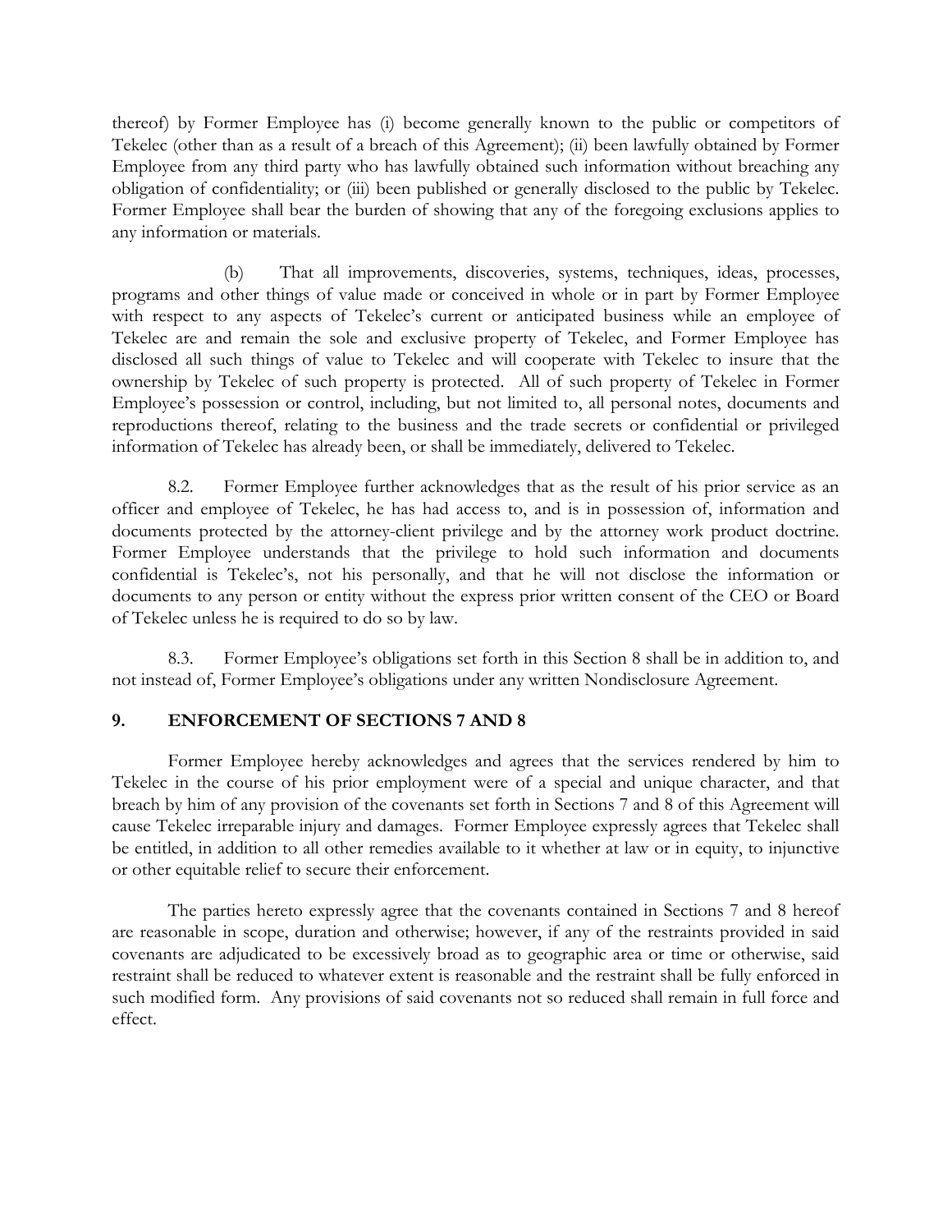thereof) by Former Employee has (i) become generally known to the public or competitors of Tekelec (other than as a result of a breach of this Agreement); (ii) been lawfully obtained by Former Employee from any third party who has lawfully obtained such information without breaching any obligation of confidentiality; or (iii) been published or generally disclosed to the public by Tekelec. Former Employee shall bear the burden of showing that any of the foregoing exclusions applies to any information or materials.

(b) That all improvements, discoveries, systems, techniques, ideas, processes, programs and other things of value made or conceived in whole or in part by Former Employee with respect to any aspects of Tekelec's current or anticipated business while an employee of Tekelec are and remain the sole and exclusive property of Tekelec, and Former Employee has disclosed all such things of value to Tekelec and will cooperate with Tekelec to insure that the ownership by Tekelec of such property is protected. All of such property of Tekelec in Former Employee's possession or control, including, but not limited to, all personal notes, documents and reproductions thereof, relating to the business and the trade secrets or confidential or privileged information of Tekelec has already been, or shall be immediately, delivered to Tekelec.

8.2. Former Employee further acknowledges that as the result of his prior service as an officer and employee of Tekelec, he has had access to, and is in possession of, information and documents protected by the attorney-client privilege and by the attorney work product doctrine. Former Employee understands that the privilege to hold such information and documents confidential is Tekelec's, not his personally, and that he will not disclose the information or documents to any person or entity without the express prior written consent of the CEO or Board of Tekelec unless he is required to do so by law.

8.3. Former Employee's obligations set forth in this Section 8 shall be in addition to, and not instead of, Former Employee's obligations under any written Nondisclosure Agreement.

## 9. ENFORCEMENT OF SECTIONS 7 AND 8

Former Employee hereby acknowledges and agrees that the services rendered by him to Tekelec in the course of his prior employment were of a special and unique character, and that breach by him of any provision of the covenants set forth in Sections 7 and 8 of this Agreement will cause Tekelec irreparable injury and damages. Former Employee expressly agrees that Tekelec shall be entitled, in addition to all other remedies available to it whether at law or in equity, to injunctive or other equitable relief to secure their enforcement.

The parties hereto expressly agree that the covenants contained in Sections 7 and 8 hereof are reasonable in scope, duration and otherwise; however, if any of the restraints provided in said covenants are adjudicated to be excessively broad as to geographic area or time or otherwise, said restraint shall be reduced to whatever extent is reasonable and the restraint shall be fully enforced in such modified form. Any provisions of said covenants not so reduced shall remain in full force and effect.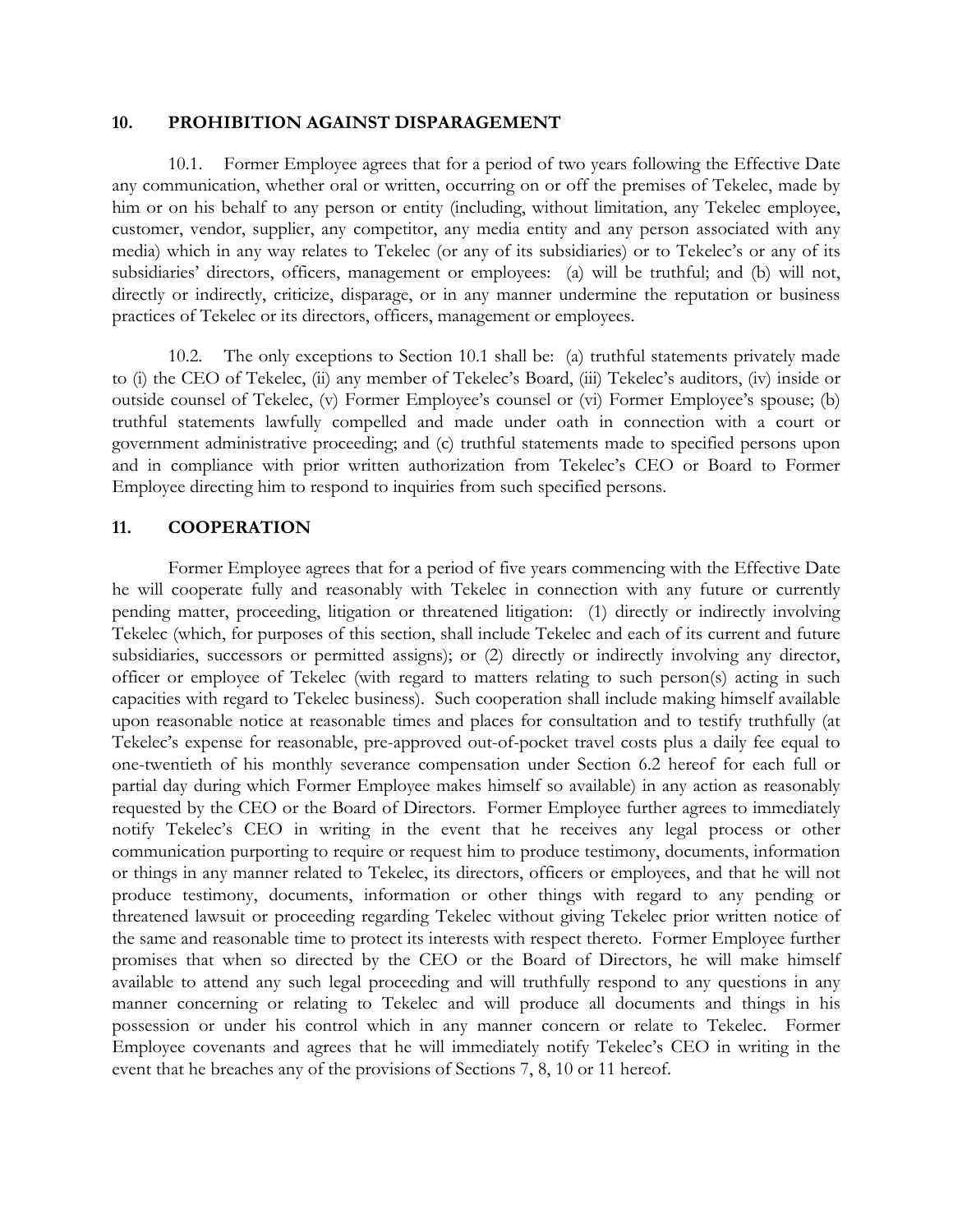## 10. PROHIBITION AGAINST DISPARAGEMENT

10.1. Former Employee agrees that for a period of two years following the Effective Date any communication, whether oral or written, occurring on or off the premises of Tekelec, made by him or on his behalf to any person or entity (including, without limitation, any Tekelec employee, customer, vendor, supplier, any competitor, any media entity and any person associated with any media) which in any way relates to Tekelec (or any of its subsidiaries) or to Tekelec's or any of its subsidiaries' directors, officers, management or employees: (a) will be truthful; and (b) will not, directly or indirectly, criticize, disparage, or in any manner undermine the reputation or business practices of Tekelec or its directors, officers, management or employees.

10.2. The only exceptions to Section 10.1 shall be: (a) truthful statements privately made to (i) the CEO of Tekelec, (ii) any member of Tekelec's Board, (iii) Tekelec's auditors, (iv) inside or outside counsel of Tekelec, (v) Former Employee's counsel or (vi) Former Employee's spouse; (b) truthful statements lawfully compelled and made under oath in connection with a court or government administrative proceeding; and (c) truthful statements made to specified persons upon and in compliance with prior written authorization from Tekelec's CEO or Board to Former Employee directing him to respond to inquiries from such specified persons.

## 11. COOPERATION

Former Employee agrees that for a period of five years commencing with the Effective Date he will cooperate fully and reasonably with Tekelec in connection with any future or currently pending matter, proceeding, litigation or threatened litigation: (1) directly or indirectly involving Tekelec (which, for purposes of this section, shall include Tekelec and each of its current and future subsidiaries, successors or permitted assigns); or (2) directly or indirectly involving any director, officer or employee of Tekelec (with regard to matters relating to such person(s) acting in such capacities with regard to Tekelec business). Such cooperation shall include making himself available upon reasonable notice at reasonable times and places for consultation and to testify truthfully (at Tekelec's expense for reasonable, pre-approved out-of-pocket travel costs plus a daily fee equal to one-twentieth of his monthly severance compensation under Section 6.2 hereof for each full or partial day during which Former Employee makes himself so available) in any action as reasonably requested by the CEO or the Board of Directors. Former Employee further agrees to immediately notify Tekelec's CEO in writing in the event that he receives any legal process or other communication purporting to require or request him to produce testimony, documents, information or things in any manner related to Tekelec, its directors, officers or employees, and that he will not produce testimony, documents, information or other things with regard to any pending or threatened lawsuit or proceeding regarding Tekelec without giving Tekelec prior written notice of the same and reasonable time to protect its interests with respect thereto. Former Employee further promises that when so directed by the CEO or the Board of Directors, he will make himself available to attend any such legal proceeding and will truthfully respond to any questions in any manner concerning or relating to Tekelec and will produce all documents and things in his possession or under his control which in any manner concern or relate to Tekelec. Former Employee covenants and agrees that he will immediately notify Tekelec's CEO in writing in the event that he breaches any of the provisions of Sections 7, 8, 10 or 11 hereof.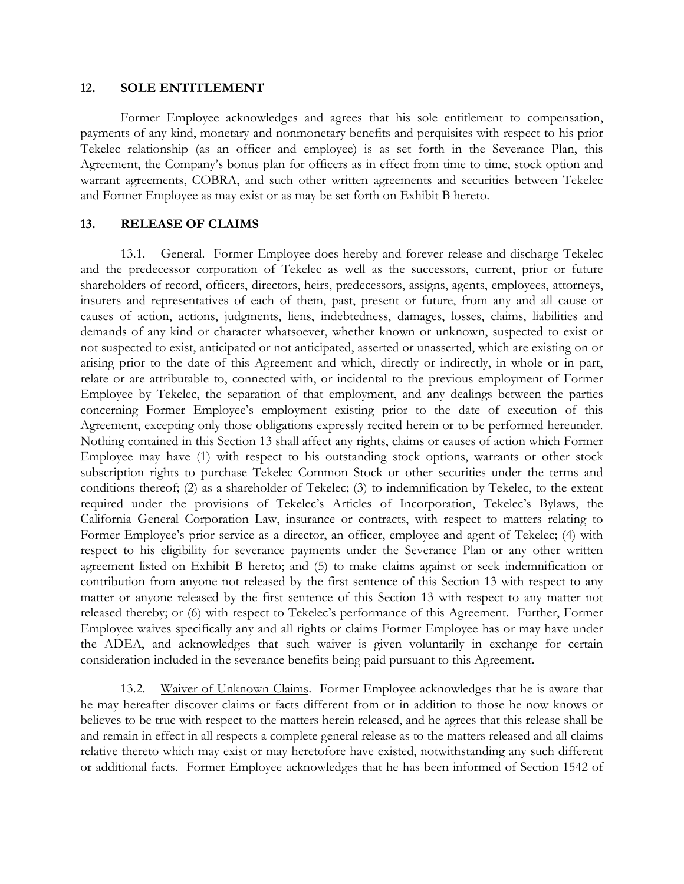## 12. SOLE ENTITLEMENT

Former Employee acknowledges and agrees that his sole entitlement to compensation, payments of any kind, monetary and nonmonetary benefits and perquisites with respect to his prior Tekelec relationship (as an officer and employee) is as set forth in the Severance Plan, this Agreement, the Company's bonus plan for officers as in effect from time to time, stock option and warrant agreements, COBRA, and such other written agreements and securities between Tekelec and Former Employee as may exist or as may be set forth on Exhibit B hereto.

## 13. RELEASE OF CLAIMS

13.1. General. Former Employee does hereby and forever release and discharge Tekelec and the predecessor corporation of Tekelec as well as the successors, current, prior or future shareholders of record, officers, directors, heirs, predecessors, assigns, agents, employees, attorneys, insurers and representatives of each of them, past, present or future, from any and all cause or causes of action, actions, judgments, liens, indebtedness, damages, losses, claims, liabilities and demands of any kind or character whatsoever, whether known or unknown, suspected to exist or not suspected to exist, anticipated or not anticipated, asserted or unasserted, which are existing on or arising prior to the date of this Agreement and which, directly or indirectly, in whole or in part, relate or are attributable to, connected with, or incidental to the previous employment of Former Employee by Tekelec, the separation of that employment, and any dealings between the parties concerning Former Employee's employment existing prior to the date of execution of this Agreement, excepting only those obligations expressly recited herein or to be performed hereunder. Nothing contained in this Section 13 shall affect any rights, claims or causes of action which Former Employee may have (1) with respect to his outstanding stock options, warrants or other stock subscription rights to purchase Tekelec Common Stock or other securities under the terms and conditions thereof; (2) as a shareholder of Tekelec; (3) to indemnification by Tekelec, to the extent required under the provisions of Tekelec's Articles of Incorporation, Tekelec's Bylaws, the California General Corporation Law, insurance or contracts, with respect to matters relating to Former Employee's prior service as a director, an officer, employee and agent of Tekelec; (4) with respect to his eligibility for severance payments under the Severance Plan or any other written agreement listed on Exhibit B hereto; and (5) to make claims against or seek indemnification or contribution from anyone not released by the first sentence of this Section 13 with respect to any matter or anyone released by the first sentence of this Section 13 with respect to any matter not released thereby; or (6) with respect to Tekelec's performance of this Agreement. Further, Former Employee waives specifically any and all rights or claims Former Employee has or may have under the ADEA, and acknowledges that such waiver is given voluntarily in exchange for certain consideration included in the severance benefits being paid pursuant to this Agreement.

13.2. Waiver of Unknown Claims. Former Employee acknowledges that he is aware that he may hereafter discover claims or facts different from or in addition to those he now knows or believes to be true with respect to the matters herein released, and he agrees that this release shall be and remain in effect in all respects a complete general release as to the matters released and all claims relative thereto which may exist or may heretofore have existed, notwithstanding any such different or additional facts. Former Employee acknowledges that he has been informed of Section 1542 of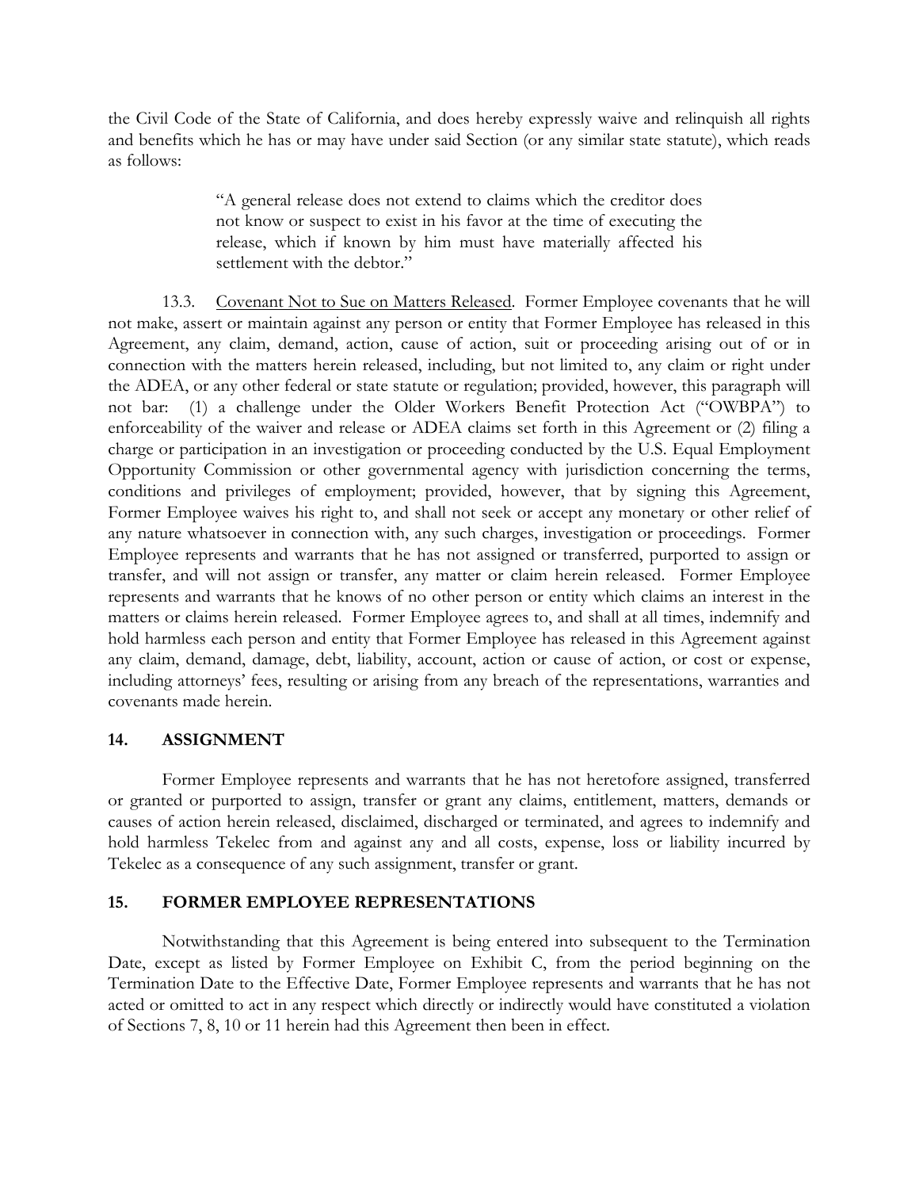the Civil Code of the State of California, and does hereby expressly waive and relinquish all rights and benefits which he has or may have under said Section (or any similar state statute), which reads as follows:

> "A general release does not extend to claims which the creditor does not know or suspect to exist in his favor at the time of executing the release, which if known by him must have materially affected his settlement with the debtor."

13.3. Covenant Not to Sue on Matters Released. Former Employee covenants that he will not make, assert or maintain against any person or entity that Former Employee has released in this Agreement, any claim, demand, action, cause of action, suit or proceeding arising out of or in connection with the matters herein released, including, but not limited to, any claim or right under the ADEA, or any other federal or state statute or regulation; provided, however, this paragraph will not bar: (1) a challenge under the Older Workers Benefit Protection Act ("OWBPA") to enforceability of the waiver and release or ADEA claims set forth in this Agreement or (2) filing a charge or participation in an investigation or proceeding conducted by the U.S. Equal Employment Opportunity Commission or other governmental agency with jurisdiction concerning the terms, conditions and privileges of employment; provided, however, that by signing this Agreement, Former Employee waives his right to, and shall not seek or accept any monetary or other relief of any nature whatsoever in connection with, any such charges, investigation or proceedings. Former Employee represents and warrants that he has not assigned or transferred, purported to assign or transfer, and will not assign or transfer, any matter or claim herein released. Former Employee represents and warrants that he knows of no other person or entity which claims an interest in the matters or claims herein released. Former Employee agrees to, and shall at all times, indemnify and hold harmless each person and entity that Former Employee has released in this Agreement against any claim, demand, damage, debt, liability, account, action or cause of action, or cost or expense, including attorneys' fees, resulting or arising from any breach of the representations, warranties and covenants made herein.

## 14. ASSIGNMENT

Former Employee represents and warrants that he has not heretofore assigned, transferred or granted or purported to assign, transfer or grant any claims, entitlement, matters, demands or causes of action herein released, disclaimed, discharged or terminated, and agrees to indemnify and hold harmless Tekelec from and against any and all costs, expense, loss or liability incurred by Tekelec as a consequence of any such assignment, transfer or grant.

## 15. FORMER EMPLOYEE REPRESENTATIONS

Notwithstanding that this Agreement is being entered into subsequent to the Termination Date, except as listed by Former Employee on Exhibit C, from the period beginning on the Termination Date to the Effective Date, Former Employee represents and warrants that he has not acted or omitted to act in any respect which directly or indirectly would have constituted a violation of Sections 7, 8, 10 or 11 herein had this Agreement then been in effect.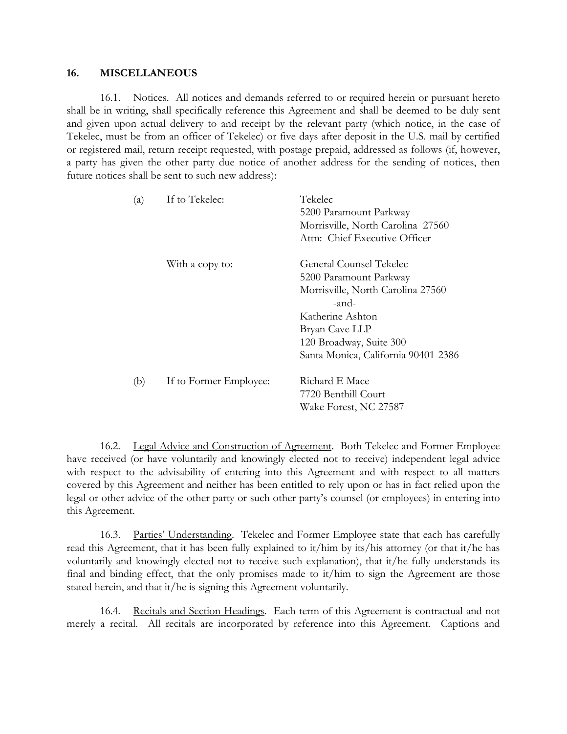## 16. MISCELLANEOUS

16.1. Notices. All notices and demands referred to or required herein or pursuant hereto shall be in writing, shall specifically reference this Agreement and shall be deemed to be duly sent and given upon actual delivery to and receipt by the relevant party (which notice, in the case of Tekelec, must be from an officer of Tekelec) or five days after deposit in the U.S. mail by certified or registered mail, return receipt requested, with postage prepaid, addressed as follows (if, however, a party has given the other party due notice of another address for the sending of notices, then future notices shall be sent to such new address):

(a) If to Tekelec:

Tekelec
5200 Paramount Parkway
Morrisville, North Carolina 27560
Attn: Chief Executive Officer

With a copy to:

General Counsel Tekelec
5200 Paramount Parkway
Morrisville, North Carolina 27560
-and-
Katherine Ashton
Bryan Cave LLP
120 Broadway, Suite 300
Santa Monica, California 90401-2386

(b) If to Former Employee:

Richard E Mace
7720 Benthill Court
Wake Forest, NC 27587

16.2. Legal Advice and Construction of Agreement. Both Tekelec and Former Employee have received (or have voluntarily and knowingly elected not to receive) independent legal advice with respect to the advisability of entering into this Agreement and with respect to all matters covered by this Agreement and neither has been entitled to rely upon or has in fact relied upon the legal or other advice of the other party or such other party's counsel (or employees) in entering into this Agreement.

16.3. Parties' Understanding. Tekelec and Former Employee state that each has carefully read this Agreement, that it has been fully explained to it/him by its/his attorney (or that it/he has voluntarily and knowingly elected not to receive such explanation), that it/he fully understands its final and binding effect, that the only promises made to it/him to sign the Agreement are those stated herein, and that it/he is signing this Agreement voluntarily.

16.4. Recitals and Section Headings. Each term of this Agreement is contractual and not merely a recital. All recitals are incorporated by reference into this Agreement. Captions and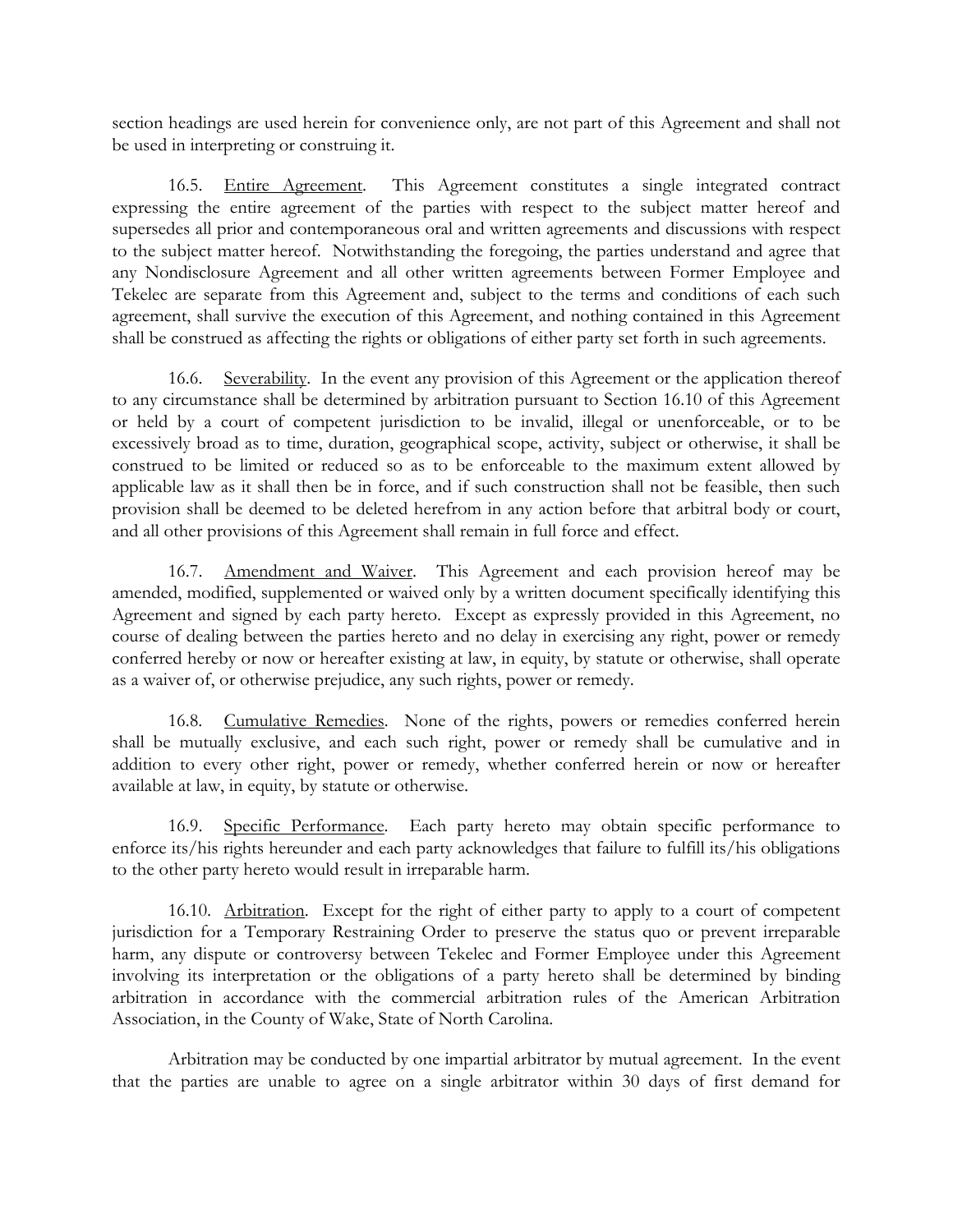section headings are used herein for convenience only, are not part of this Agreement and shall not be used in interpreting or construing it.

16.5. Entire Agreement. This Agreement constitutes a single integrated contract expressing the entire agreement of the parties with respect to the subject matter hereof and supersedes all prior and contemporaneous oral and written agreements and discussions with respect to the subject matter hereof. Notwithstanding the foregoing, the parties understand and agree that any Nondisclosure Agreement and all other written agreements between Former Employee and Tekelec are separate from this Agreement and, subject to the terms and conditions of each such agreement, shall survive the execution of this Agreement, and nothing contained in this Agreement shall be construed as affecting the rights or obligations of either party set forth in such agreements.

16.6. Severability. In the event any provision of this Agreement or the application thereof to any circumstance shall be determined by arbitration pursuant to Section 16.10 of this Agreement or held by a court of competent jurisdiction to be invalid, illegal or unenforceable, or to be excessively broad as to time, duration, geographical scope, activity, subject or otherwise, it shall be construed to be limited or reduced so as to be enforceable to the maximum extent allowed by applicable law as it shall then be in force, and if such construction shall not be feasible, then such provision shall be deemed to be deleted herefrom in any action before that arbitral body or court, and all other provisions of this Agreement shall remain in full force and effect.

16.7. Amendment and Waiver. This Agreement and each provision hereof may be amended, modified, supplemented or waived only by a written document specifically identifying this Agreement and signed by each party hereto. Except as expressly provided in this Agreement, no course of dealing between the parties hereto and no delay in exercising any right, power or remedy conferred hereby or now or hereafter existing at law, in equity, by statute or otherwise, shall operate as a waiver of, or otherwise prejudice, any such rights, power or remedy.

16.8. Cumulative Remedies. None of the rights, powers or remedies conferred herein shall be mutually exclusive, and each such right, power or remedy shall be cumulative and in addition to every other right, power or remedy, whether conferred herein or now or hereafter available at law, in equity, by statute or otherwise.

16.9. Specific Performance. Each party hereto may obtain specific performance to enforce its/his rights hereunder and each party acknowledges that failure to fulfill its/his obligations to the other party hereto would result in irreparable harm.

16.10. Arbitration. Except for the right of either party to apply to a court of competent jurisdiction for a Temporary Restraining Order to preserve the status quo or prevent irreparable harm, any dispute or controversy between Tekelec and Former Employee under this Agreement involving its interpretation or the obligations of a party hereto shall be determined by binding arbitration in accordance with the commercial arbitration rules of the American Arbitration Association, in the County of Wake, State of North Carolina.

Arbitration may be conducted by one impartial arbitrator by mutual agreement. In the event that the parties are unable to agree on a single arbitrator within 30 days of first demand for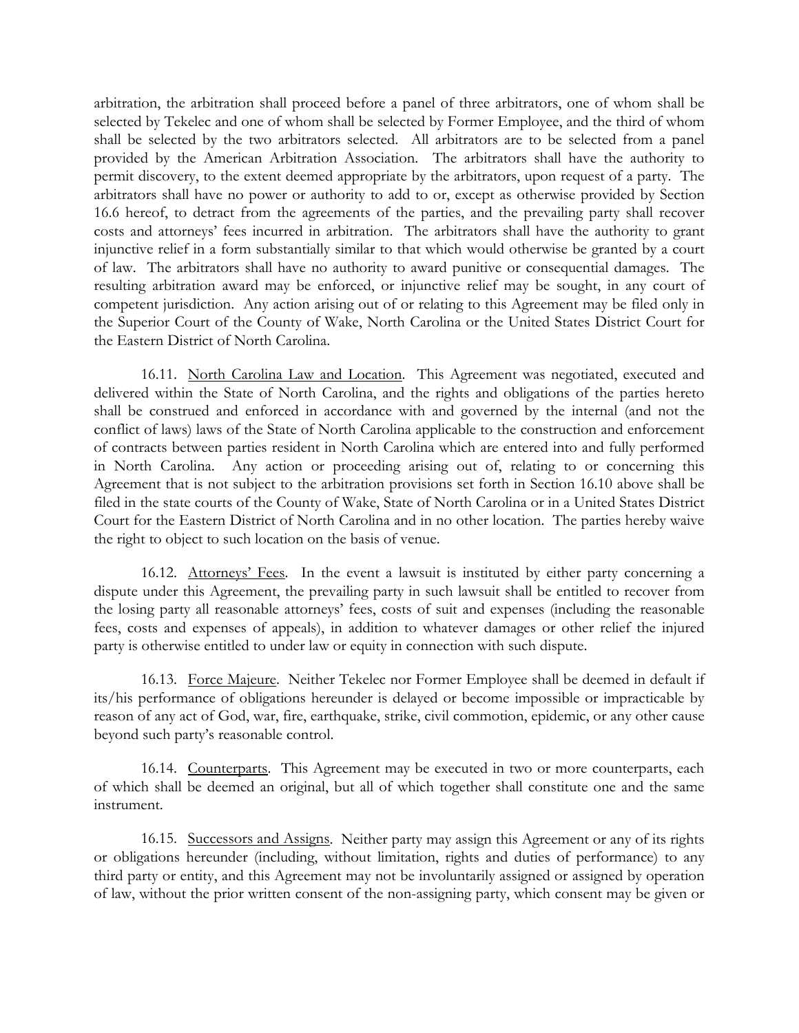arbitration, the arbitration shall proceed before a panel of three arbitrators, one of whom shall be selected by Tekelec and one of whom shall be selected by Former Employee, and the third of whom shall be selected by the two arbitrators selected. All arbitrators are to be selected from a panel provided by the American Arbitration Association. The arbitrators shall have the authority to permit discovery, to the extent deemed appropriate by the arbitrators, upon request of a party. The arbitrators shall have no power or authority to add to or, except as otherwise provided by Section 16.6 hereof, to detract from the agreements of the parties, and the prevailing party shall recover costs and attorneys' fees incurred in arbitration. The arbitrators shall have the authority to grant injunctive relief in a form substantially similar to that which would otherwise be granted by a court of law. The arbitrators shall have no authority to award punitive or consequential damages. The resulting arbitration award may be enforced, or injunctive relief may be sought, in any court of competent jurisdiction. Any action arising out of or relating to this Agreement may be filed only in the Superior Court of the County of Wake, North Carolina or the United States District Court for the Eastern District of North Carolina.

16.11. North Carolina Law and Location. This Agreement was negotiated, executed and delivered within the State of North Carolina, and the rights and obligations of the parties hereto shall be construed and enforced in accordance with and governed by the internal (and not the conflict of laws) laws of the State of North Carolina applicable to the construction and enforcement of contracts between parties resident in North Carolina which are entered into and fully performed in North Carolina. Any action or proceeding arising out of, relating to or concerning this Agreement that is not subject to the arbitration provisions set forth in Section 16.10 above shall be filed in the state courts of the County of Wake, State of North Carolina or in a United States District Court for the Eastern District of North Carolina and in no other location. The parties hereby waive the right to object to such location on the basis of venue.

16.12. Attorneys' Fees. In the event a lawsuit is instituted by either party concerning a dispute under this Agreement, the prevailing party in such lawsuit shall be entitled to recover from the losing party all reasonable attorneys' fees, costs of suit and expenses (including the reasonable fees, costs and expenses of appeals), in addition to whatever damages or other relief the injured party is otherwise entitled to under law or equity in connection with such dispute.

16.13. Force Majeure. Neither Tekelec nor Former Employee shall be deemed in default if its/his performance of obligations hereunder is delayed or become impossible or impracticable by reason of any act of God, war, fire, earthquake, strike, civil commotion, epidemic, or any other cause beyond such party's reasonable control.

16.14. Counterparts. This Agreement may be executed in two or more counterparts, each of which shall be deemed an original, but all of which together shall constitute one and the same instrument.

16.15. Successors and Assigns. Neither party may assign this Agreement or any of its rights or obligations hereunder (including, without limitation, rights and duties of performance) to any third party or entity, and this Agreement may not be involuntarily assigned or assigned by operation of law, without the prior written consent of the non-assigning party, which consent may be given or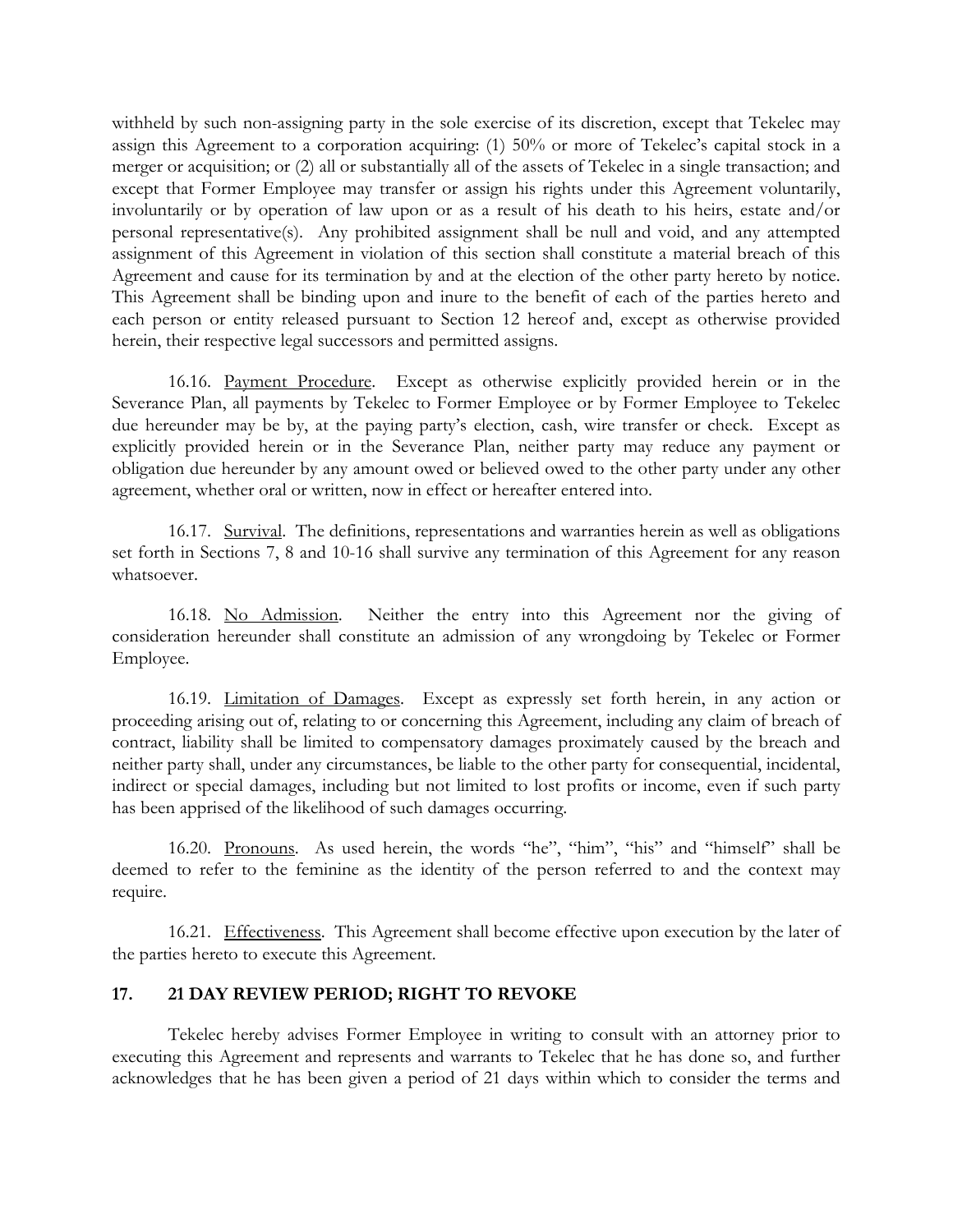withheld by such non-assigning party in the sole exercise of its discretion, except that Tekelec may assign this Agreement to a corporation acquiring: (1) 50% or more of Tekelec's capital stock in a merger or acquisition; or (2) all or substantially all of the assets of Tekelec in a single transaction; and except that Former Employee may transfer or assign his rights under this Agreement voluntarily, involuntarily or by operation of law upon or as a result of his death to his heirs, estate and/or personal representative(s). Any prohibited assignment shall be null and void, and any attempted assignment of this Agreement in violation of this section shall constitute a material breach of this Agreement and cause for its termination by and at the election of the other party hereto by notice. This Agreement shall be binding upon and inure to the benefit of each of the parties hereto and each person or entity released pursuant to Section 12 hereof and, except as otherwise provided herein, their respective legal successors and permitted assigns.

16.16. Payment Procedure. Except as otherwise explicitly provided herein or in the Severance Plan, all payments by Tekelec to Former Employee or by Former Employee to Tekelec due hereunder may be by, at the paying party's election, cash, wire transfer or check. Except as explicitly provided herein or in the Severance Plan, neither party may reduce any payment or obligation due hereunder by any amount owed or believed owed to the other party under any other agreement, whether oral or written, now in effect or hereafter entered into.

16.17. Survival. The definitions, representations and warranties herein as well as obligations set forth in Sections 7, 8 and 10-16 shall survive any termination of this Agreement for any reason whatsoever.

16.18. No Admission. Neither the entry into this Agreement nor the giving of consideration hereunder shall constitute an admission of any wrongdoing by Tekelec or Former Employee.

16.19. Limitation of Damages. Except as expressly set forth herein, in any action or proceeding arising out of, relating to or concerning this Agreement, including any claim of breach of contract, liability shall be limited to compensatory damages proximately caused by the breach and neither party shall, under any circumstances, be liable to the other party for consequential, incidental, indirect or special damages, including but not limited to lost profits or income, even if such party has been apprised of the likelihood of such damages occurring.

16.20. Pronouns. As used herein, the words "he", "him", "his" and "himself" shall be deemed to refer to the feminine as the identity of the person referred to and the context may require.

16.21. Effectiveness. This Agreement shall become effective upon execution by the later of the parties hereto to execute this Agreement.

## 17. 21 DAY REVIEW PERIOD; RIGHT TO REVOKE

Tekelec hereby advises Former Employee in writing to consult with an attorney prior to executing this Agreement and represents and warrants to Tekelec that he has done so, and further acknowledges that he has been given a period of 21 days within which to consider the terms and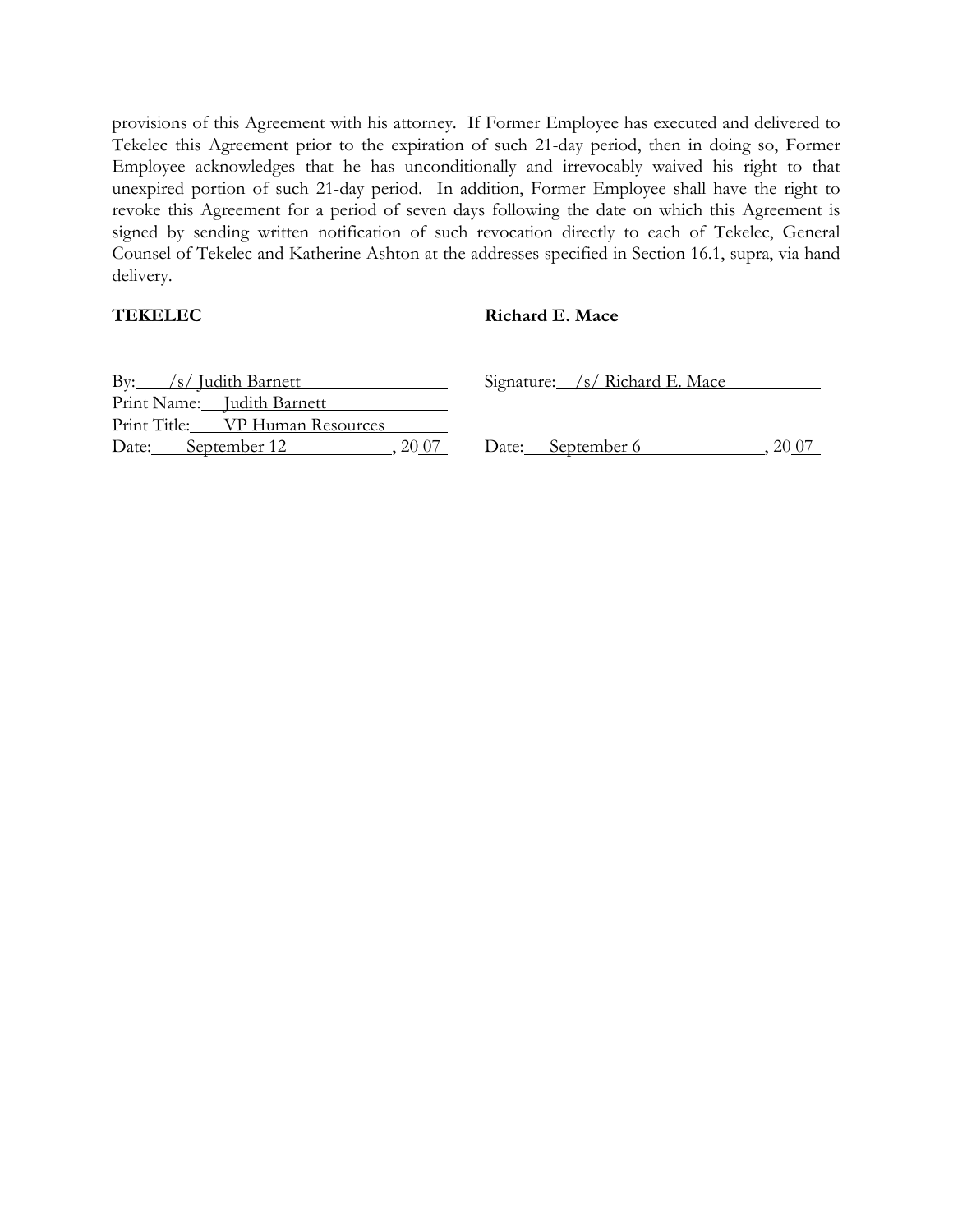provisions of this Agreement with his attorney. If Former Employee has executed and delivered to Tekelec this Agreement prior to the expiration of such 21-day period, then in doing so, Former Employee acknowledges that he has unconditionally and irrevocably waived his right to that unexpired portion of such 21-day period. In addition, Former Employee shall have the right to revoke this Agreement for a period of seven days following the date on which this Agreement is signed by sending written notification of such revocation directly to each of Tekelec, General Counsel of Tekelec and Katherine Ashton at the addresses specified in Section 16.1, supra, via hand delivery.

| | |
|---|---|
| **TEKELEC** | **Richard E. Mace** |
| By: /s/ Judith Barnett | Signature: /s/ Richard E. Mace |
| Print Name: Judith Barnett | |
| Print Title: VP Human Resources | |
| Date: September 12, 2007 | Date: September 6, 2007 |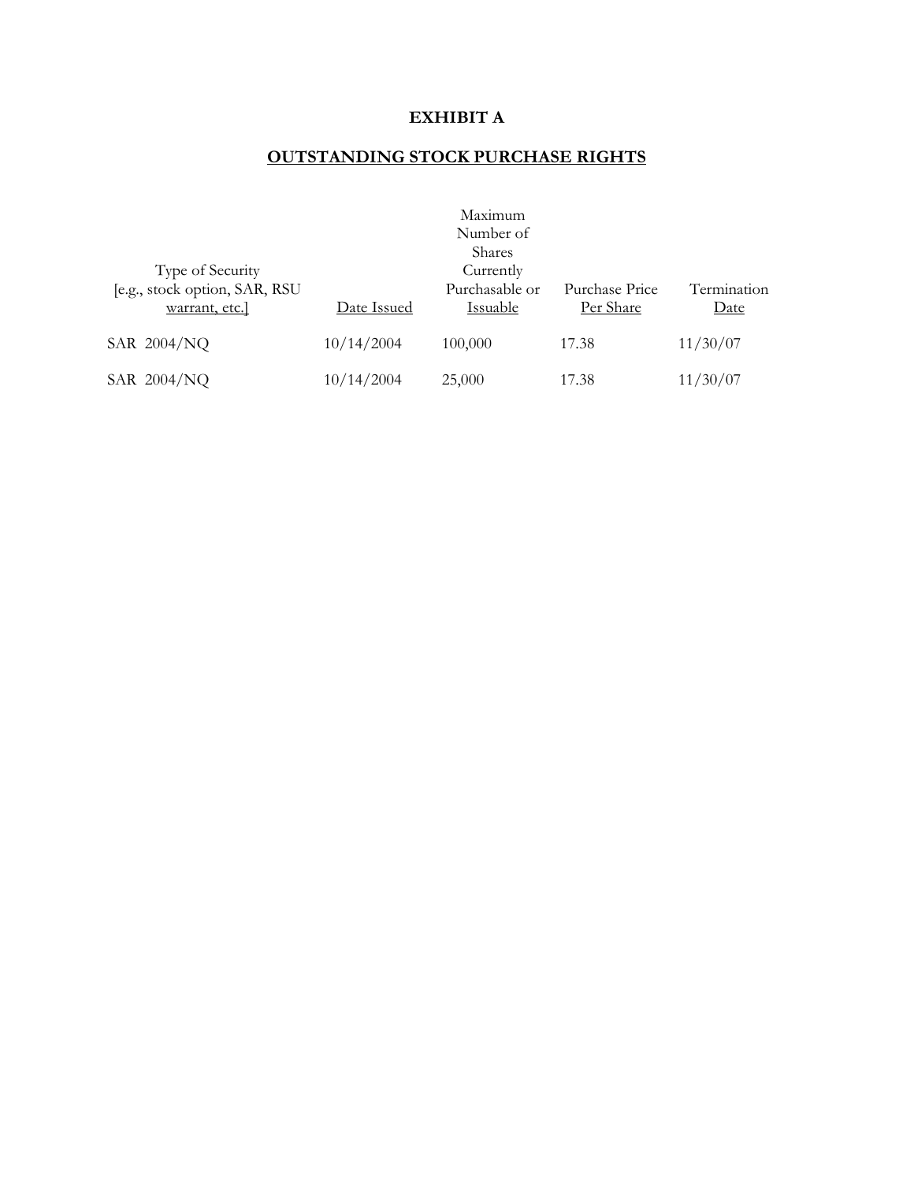# EXHIBIT A

## OUTSTANDING STOCK PURCHASE RIGHTS

| Type of Security [e.g., stock option, SAR, RSU warrant, etc.] | Date Issued | Maximum Number of Shares Currently Purchasable or Issuable | Purchase Price Per Share | Termination Date |
|---|---|---|---|---|
| SAR 2004/NQ | 10/14/2004 | 100,000 | 17.38 | 11/30/07 |
| SAR 2004/NQ | 10/14/2004 | 25,000 | 17.38 | 11/30/07 |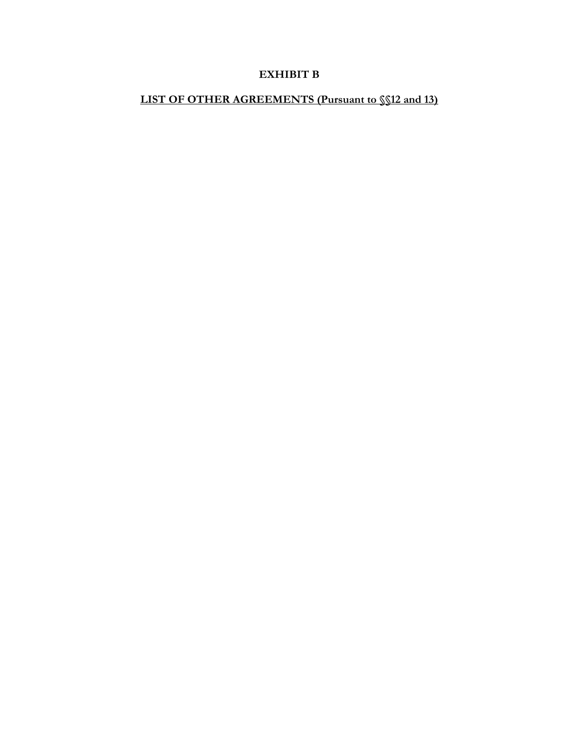**EXHIBIT B**

**LIST OF OTHER AGREEMENTS (Pursuant to §§12 and 13)**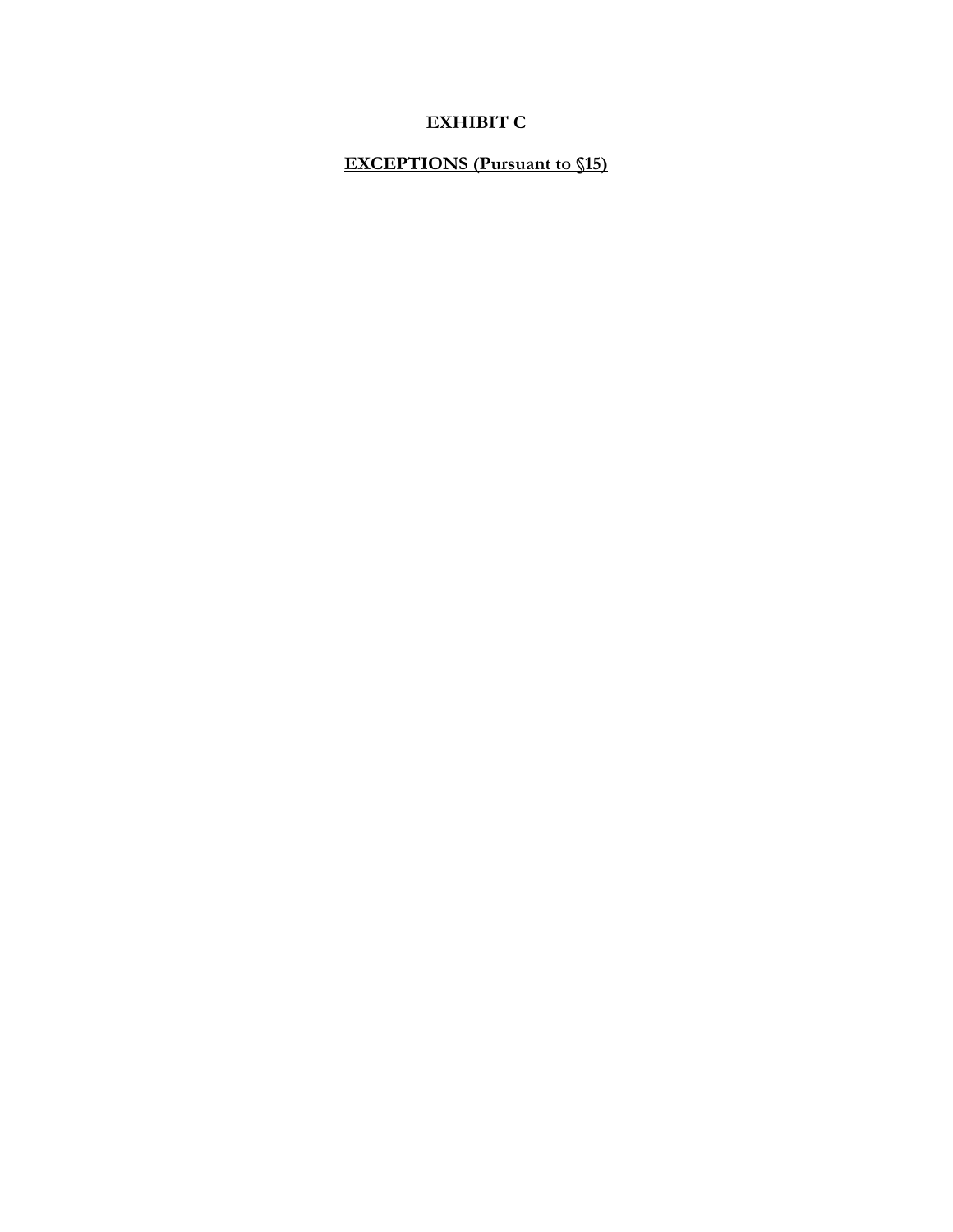# EXHIBIT C

## EXCEPTIONS (Pursuant to §15)